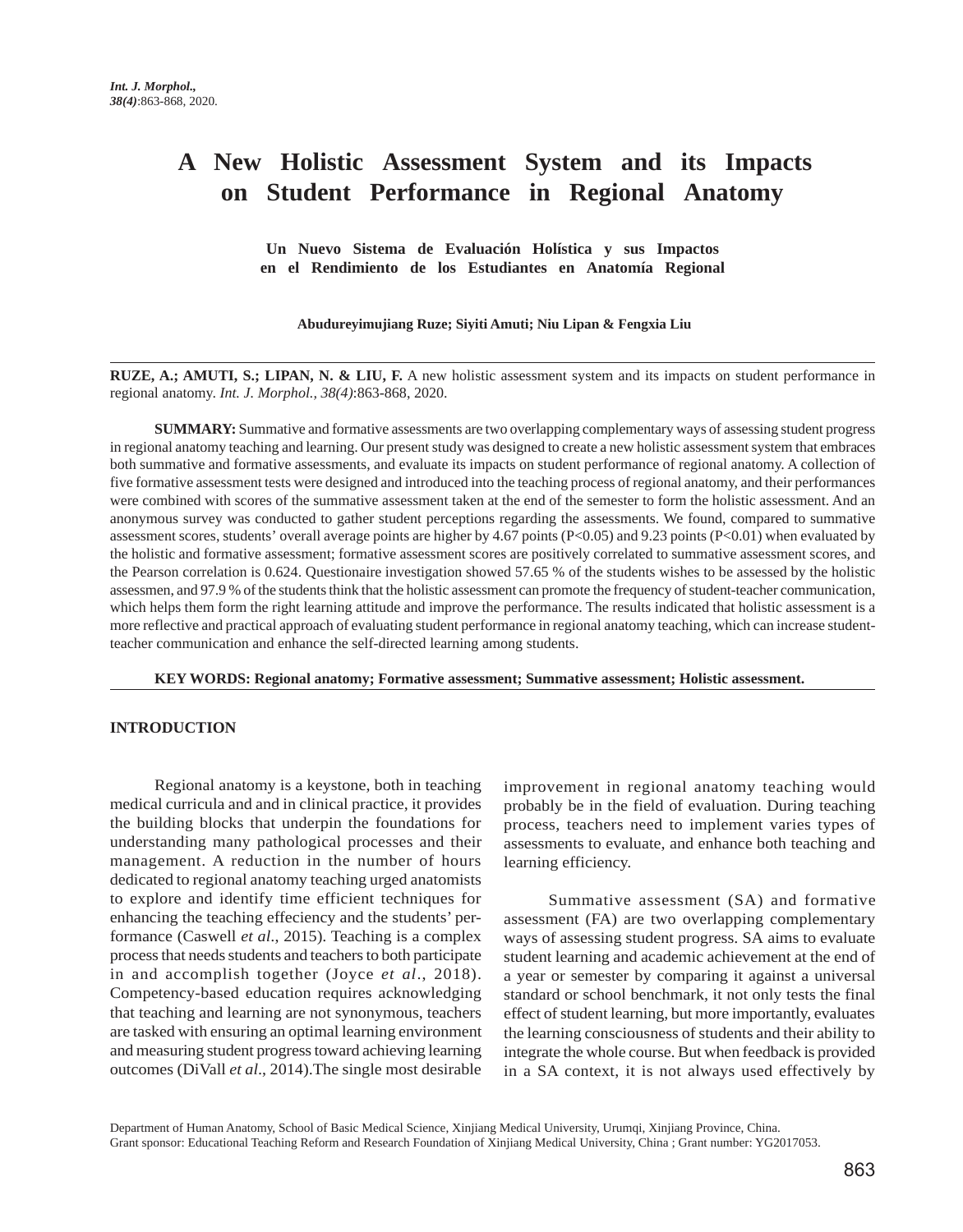# A New Holistic Assessment System and its Impacts on Student Performance in Regional Anatomy

**Un Nuevo Sistema de Evaluación Holística y sus Impactos en el Rendimiento de los Estudiantes en Anatomía Regional**

**Abudureyimujiang Ruze; Siyiti Amuti; Niu Lipan & Fengxia Liu**

**RUZE, A.; AMUTI, S.; LIPAN, N. & LIU, F.** A new holistic assessment system and its impacts on student performance in regional anatomy. *Int. J. Morphol., 38(4)*:863-868, 2020.

**SUMMARY:** Summative and formative assessments are two overlapping complementary ways of assessing student progress in regional anatomy teaching and learning. Our present study was designed to create a new holistic assessment system that embraces both summative and formative assessments, and evaluate its impacts on student performance of regional anatomy. A collection of five formative assessment tests were designed and introduced into the teaching process of regional anatomy, and their performances were combined with scores of the summative assessment taken at the end of the semester to form the holistic assessment. And an anonymous survey was conducted to gather student perceptions regarding the assessments. We found, compared to summative assessment scores, students' overall average points are higher by 4.67 points ($P<0.05$) and 9.23 points ($P<0.01$) when evaluated by the holistic and formative assessment; formative assessment scores are positively correlated to summative assessment scores, and the Pearson correlation is 0.624. Questionaire investigation showed 57.65 % of the students wishes to be assessed by the holistic assessmen, and 97.9 % of the students think that the holistic assessment can promote the frequency of student-teacher communication, which helps them form the right learning attitude and improve the performance. The results indicated that holistic assessment is a more reflective and practical approach of evaluating student performance in regional anatomy teaching, which can increase student-teacher communication and enhance the self-directed learning among students.

**KEY WORDS: Regional anatomy; Formative assessment; Summative assessment; Holistic assessment.**

## INTRODUCTION

Regional anatomy is a keystone, both in teaching medical curricula and and in clinical practice, it provides the building blocks that underpin the foundations for understanding many pathological processes and their management. A reduction in the number of hours dedicated to regional anatomy teaching urged anatomists to explore and identify time efficient techniques for enhancing the teaching effeciency and the students' performance (Caswell *et al*., 2015). Teaching is a complex process that needs students and teachers to both participate in and accomplish together (Joyce *et al*., 2018). Competency-based education requires acknowledging that teaching and learning are not synonymous, teachers are tasked with ensuring an optimal learning environment and measuring student progress toward achieving learning outcomes (DiVall *et al*., 2014).The single most desirable improvement in regional anatomy teaching would probably be in the field of evaluation. During teaching process, teachers need to implement varies types of assessments to evaluate, and enhance both teaching and learning efficiency.

Summative assessment (SA) and formative assessment (FA) are two overlapping complementary ways of assessing student progress. SA aims to evaluate student learning and academic achievement at the end of a year or semester by comparing it against a universal standard or school benchmark, it not only tests the final effect of student learning, but more importantly, evaluates the learning consciousness of students and their ability to integrate the whole course. But when feedback is provided in a SA context, it is not always used effectively by

Department of Human Anatomy, School of Basic Medical Science, Xinjiang Medical University, Urumqi, Xinjiang Province, China.
Grant sponsor: Educational Teaching Reform and Research Foundation of Xinjiang Medical University, China ; Grant number: YG2017053.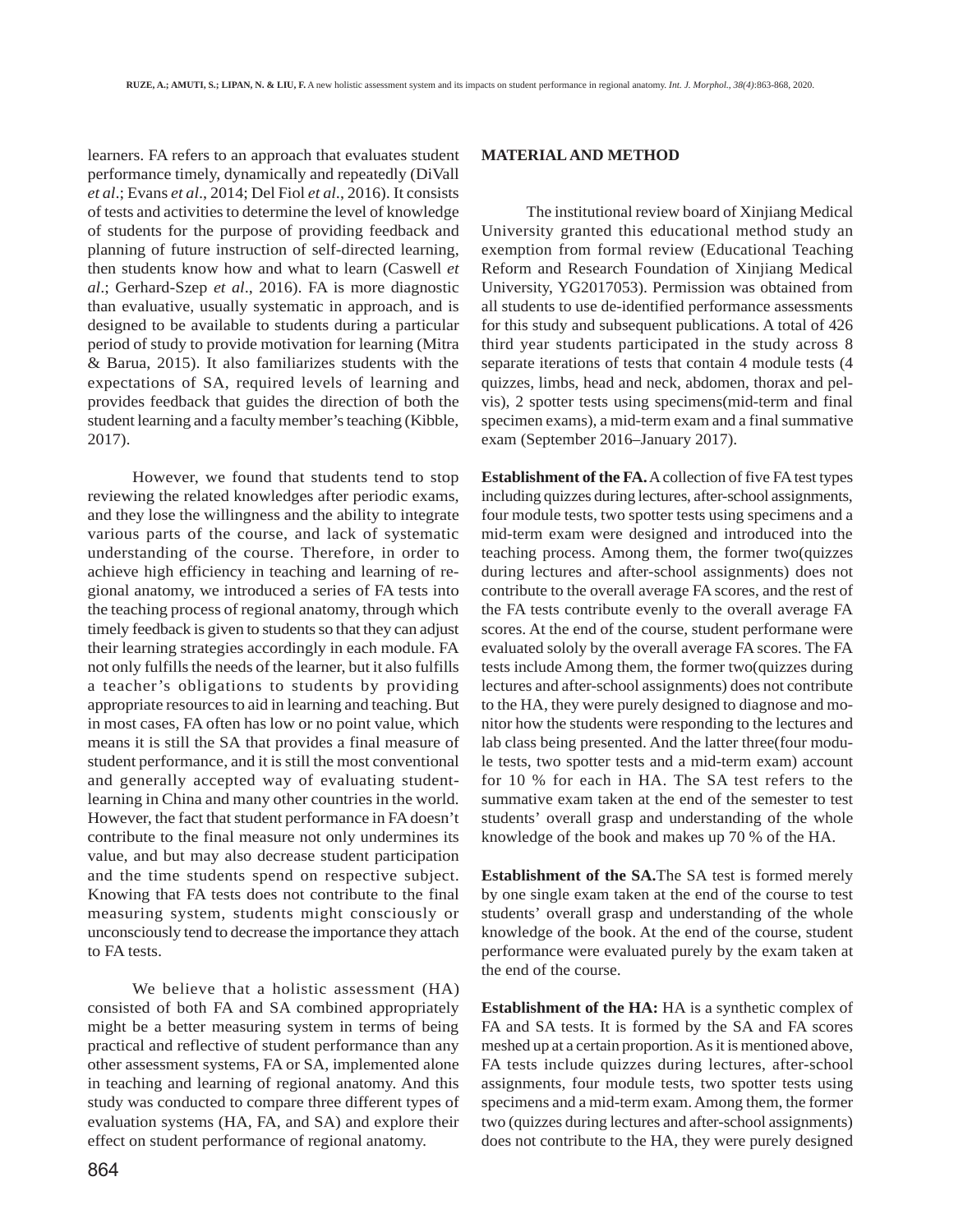learners. FA refers to an approach that evaluates student performance timely, dynamically and repeatedly (DiVall *et al*.; Evans *et al*., 2014; Del Fiol *et al*., 2016). It consists of tests and activities to determine the level of knowledge of students for the purpose of providing feedback and planning of future instruction of self-directed learning, then students know how and what to learn (Caswell *et al*.; Gerhard-Szep *et al*., 2016). FA is more diagnostic than evaluative, usually systematic in approach, and is designed to be available to students during a particular period of study to provide motivation for learning (Mitra & Barua, 2015). It also familiarizes students with the expectations of SA, required levels of learning and provides feedback that guides the direction of both the student learning and a faculty member's teaching (Kibble, 2017).

However, we found that students tend to stop reviewing the related knowledges after periodic exams, and they lose the willingness and the ability to integrate various parts of the course, and lack of systematic understanding of the course. Therefore, in order to achieve high efficiency in teaching and learning of regional anatomy, we introduced a series of FA tests into the teaching process of regional anatomy, through which timely feedback is given to students so that they can adjust their learning strategies accordingly in each module. FA not only fulfills the needs of the learner, but it also fulfills a teacher's obligations to students by providing appropriate resources to aid in learning and teaching. But in most cases, FA often has low or no point value, which means it is still the SA that provides a final measure of student performance, and it is still the most conventional and generally accepted way of evaluating student-learning in China and many other countries in the world. However, the fact that student performance in FA doesn't contribute to the final measure not only undermines its value, and but may also decrease student participation and the time students spend on respective subject. Knowing that FA tests does not contribute to the final measuring system, students might consciously or unconsciously tend to decrease the importance they attach to FA tests.

We believe that a holistic assessment (HA) consisted of both FA and SA combined appropriately might be a better measuring system in terms of being practical and reflective of student performance than any other assessment systems, FA or SA, implemented alone in teaching and learning of regional anatomy. And this study was conducted to compare three different types of evaluation systems (HA, FA, and SA) and explore their effect on student performance of regional anatomy.

## MATERIAL AND METHOD

The institutional review board of Xinjiang Medical University granted this educational method study an exemption from formal review (Educational Teaching Reform and Research Foundation of Xinjiang Medical University, YG2017053). Permission was obtained from all students to use de-identified performance assessments for this study and subsequent publications. A total of 426 third year students participated in the study across 8 separate iterations of tests that contain 4 module tests (4 quizzes, limbs, head and neck, abdomen, thorax and pelvis), 2 spotter tests using specimens(mid-term and final specimen exams), a mid-term exam and a final summative exam (September 2016–January 2017).

**Establishment of the FA.** A collection of five FA test types including quizzes during lectures, after-school assignments, four module tests, two spotter tests using specimens and a mid-term exam were designed and introduced into the teaching process. Among them, the former two(quizzes during lectures and after-school assignments) does not contribute to the overall average FA scores, and the rest of the FA tests contribute evenly to the overall average FA scores. At the end of the course, student performane were evaluated soloby by the overall average FA scores. The FA tests include Among them, the former two(quizzes during lectures and after-school assignments) does not contribute to the HA, they were purely designed to diagnose and monitor how the students were responding to the lectures and lab class being presented. And the latter three(four module tests, two spotter tests and a mid-term exam) account for 10 % for each in HA. The SA test refers to the summative exam taken at the end of the semester to test students' overall grasp and understanding of the whole knowledge of the book and makes up 70 % of the HA.

**Establishment of the SA.** The SA test is formed merely by one single exam taken at the end of the course to test students' overall grasp and understanding of the whole knowledge of the book. At the end of the course, student performance were evaluated purely by the exam taken at the end of the course.

**Establishment of the HA:** HA is a synthetic complex of FA and SA tests. It is formed by the SA and FA scores meshed up at a certain proportion. As it is mentioned above, FA tests include quizzes during lectures, after-school assignments, four module tests, two spotter tests using specimens and a mid-term exam. Among them, the former two (quizzes during lectures and after-school assignments) does not contribute to the HA, they were purely designed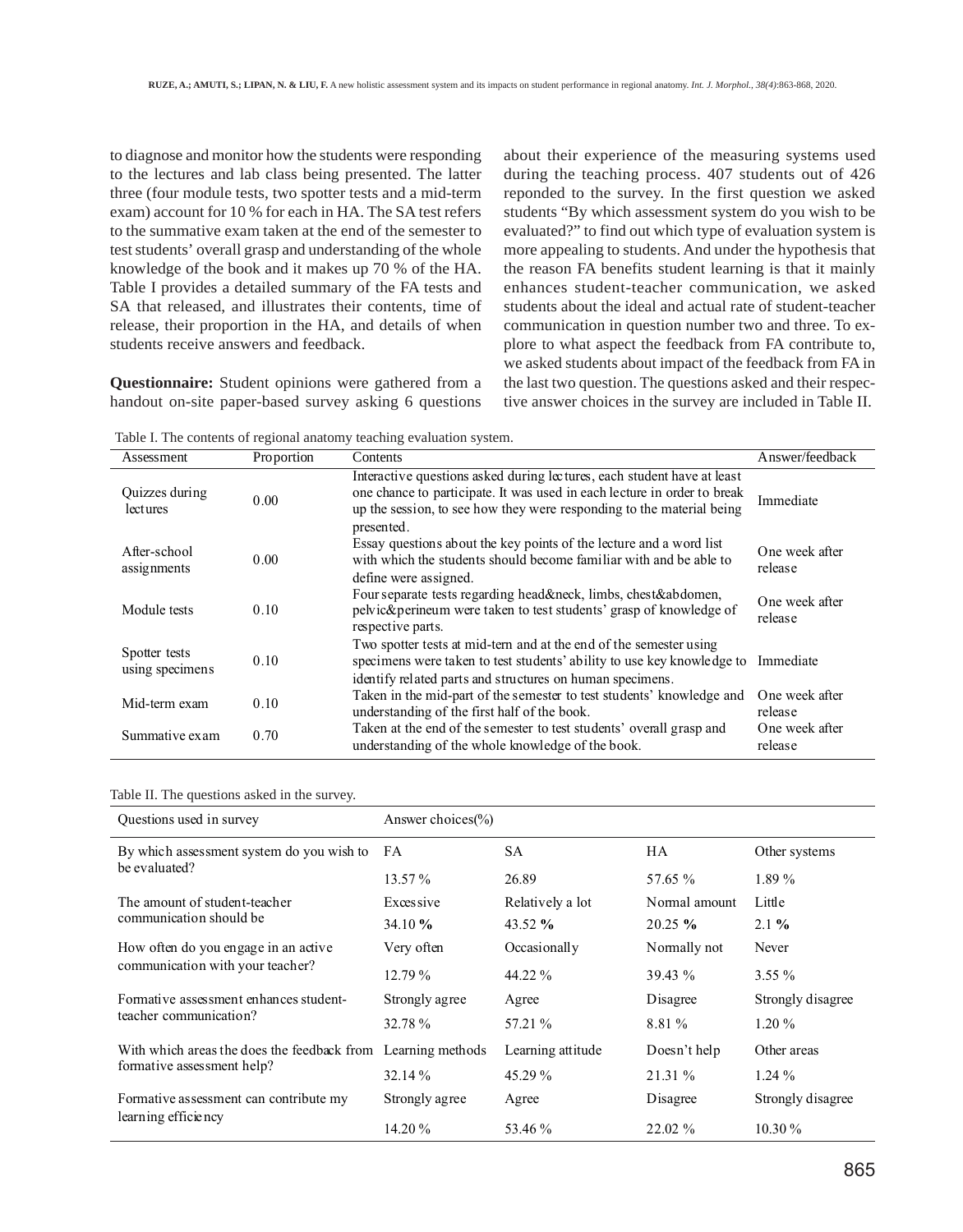to diagnose and monitor how the students were responding to the lectures and lab class being presented. The latter three (four module tests, two spotter tests and a mid-term exam) account for 10 % for each in HA. The SA test refers to the summative exam taken at the end of the semester to test students' overall grasp and understanding of the whole knowledge of the book and it makes up 70 % of the HA. Table I provides a detailed summary of the FA tests and SA that released, and illustrates their contents, time of release, their proportion in the HA, and details of when students receive answers and feedback.

**Questionnaire:** Student opinions were gathered from a handout on-site paper-based survey asking 6 questions about their experience of the measuring systems used during the teaching process. 407 students out of 426 reponded to the survey. In the first question we asked students "By which assessment system do you wish to be evaluated?" to find out which type of evaluation system is more appealing to students. And under the hypothesis that the reason FA benefits student learning is that it mainly enhances student-teacher communication, we asked students about the ideal and actual rate of student-teacher communication in question number two and three. To explore to what aspect the feedback from FA contribute to, we asked students about impact of the feedback from FA in the last two question. The questions asked and their respective answer choices in the survey are included in Table II.

Table I. The contents of regional anatomy teaching evaluation system.

| Assessment | Proportion | Contents | Answer/feedback |
|---|---|---|---|
| Quizzes during lectures | 0.00 | Interactive questions asked during lectures, each student have at least one chance to participate. It was used in each lecture in order to break up the session, to see how they were responding to the material being presented. | Immediate |
| After-school assignments | 0.00 | Essay questions about the key points of the lecture and a word list with which the students should become familiar with and be able to define were assigned. | One week after release |
| Module tests | 0.10 | Four separate tests regarding head&neck, limbs, chest&abdomen, pelvic&perineum were taken to test students' grasp of knowledge of respective parts. | One week after release |
| Spotter tests using specimens | 0.10 | Two spotter tests at mid-tern and at the end of the semester using specimens were taken to test students' ability to use key knowledge to identify related parts and structures on human specimens. | Immediate |
| Mid-term exam | 0.10 | Taken in the mid-part of the semester to test students' knowledge and understanding of the first half of the book. | One week after release |
| Summative exam | 0.70 | Taken at the end of the semester to test students' overall grasp and understanding of the whole knowledge of the book. | One week after release |

Table II. The questions asked in the survey.

| Questions used in survey | Answer choices(%) | | | |
|---|---|---|---|---|
| By which assessment system do you wish to be evaluated? | FA | SA | HA | Other systems |
| | 13.57 % | 26.89 | 57.65 % | 1.89 % |
| The amount of student-teacher communication should be | Excessive | Relatively a lot | Normal amount | Little |
| | 34.10 **%** | 43.52 **%** | 20.25 **%** | 2.1 **%** |
| How often do you engage in an active communication with your teacher? | Very often | Occasionally | Normally not | Never |
| | 12.79 % | 44.22 % | 39.43 % | 3.55 % |
| Formative assessment enhances student-teacher communication? | Strongly agree | Agree | Disagree | Strongly disagree |
| | 32.78 % | 57.21 % | 8.81 % | 1.20 % |
| With which areas the does the feedback from formative assessment help? | Learning methods | Learning attitude | Doesn't help | Other areas |
| | 32.14 % | 45.29 % | 21.31 % | 1.24 % |
| Formative assessment can contribute my learning efficiency | Strongly agree | Agree | Disagree | Strongly disagree |
| | 14.20 % | 53.46 % | 22.02 % | 10.30 % |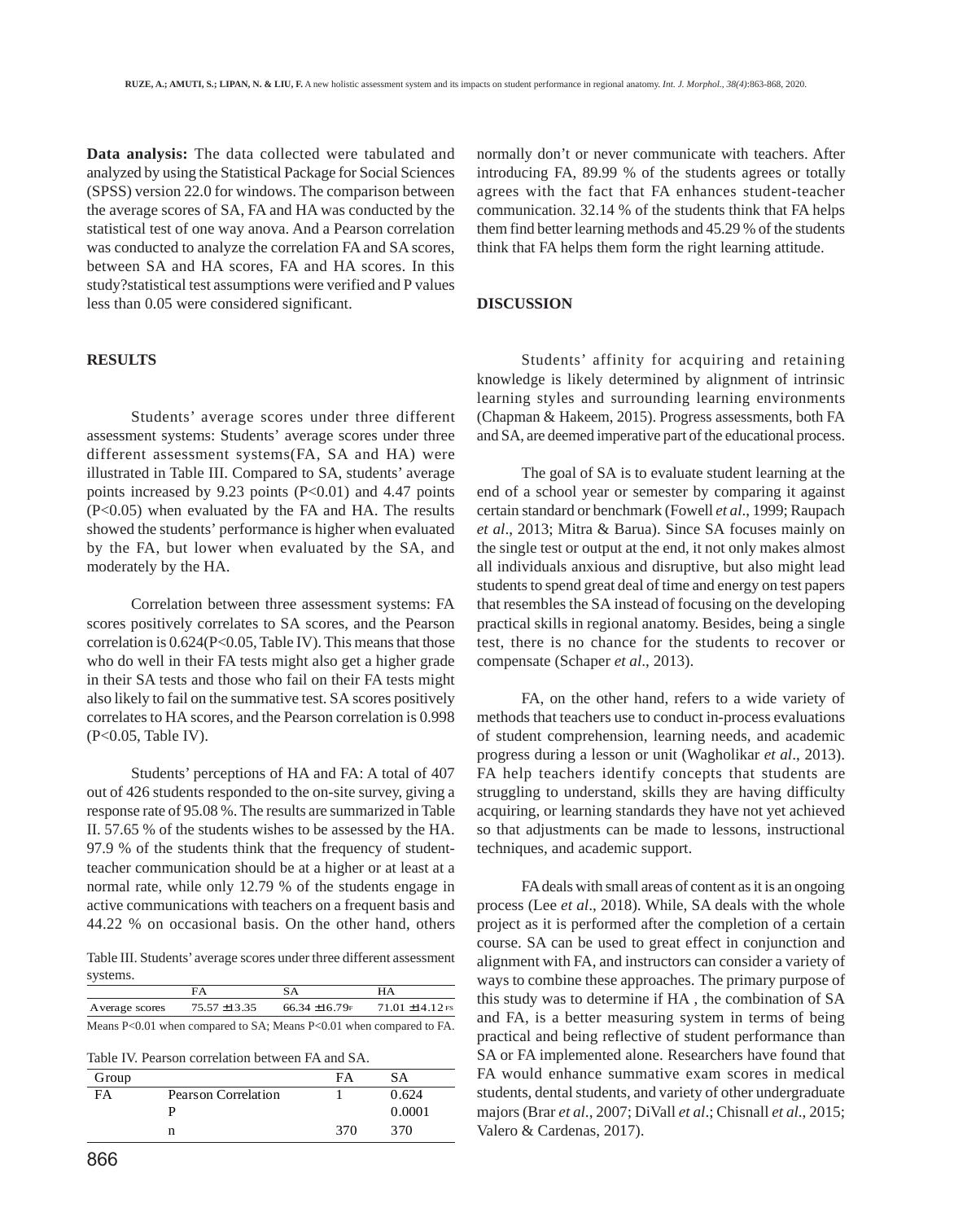**Data analysis:** The data collected were tabulated and analyzed by using the Statistical Package for Social Sciences (SPSS) version 22.0 for windows. The comparison between the average scores of SA, FA and HA was conducted by the statistical test of one way anova. And a Pearson correlation was conducted to analyze the correlation FA and SA scores, between SA and HA scores, FA and HA scores. In this study?statistical test assumptions were verified and P values less than 0.05 were considered significant.

## RESULTS

Students' average scores under three different assessment systems: Students' average scores under three different assessment systems(FA, SA and HA) were illustrated in Table III. Compared to SA, students' average points increased by 9.23 points (P<0.01) and 4.47 points (P<0.05) when evaluated by the FA and HA. The results showed the students' performance is higher when evaluated by the FA, but lower when evaluated by the SA, and moderately by the HA.

Correlation between three assessment systems: FA scores positively correlates to SA scores, and the Pearson correlation is 0.624(P<0.05, Table IV). This means that those who do well in their FA tests might also get a higher grade in their SA tests and those who fail on their FA tests might also likely to fail on the summative test. SA scores positively correlates to HA scores, and the Pearson correlation is 0.998 (P<0.05, Table IV).

Students' perceptions of HA and FA: A total of 407 out of 426 students responded to the on-site survey, giving a response rate of 95.08 %. The results are summarized in Table II. 57.65 % of the students wishes to be assessed by the HA. 97.9 % of the students think that the frequency of student-teacher communication should be at a higher or at least at a normal rate, while only 12.79 % of the students engage in active communications with teachers on a frequent basis and 44.22 % on occasional basis. On the other hand, others normally don't or never communicate with teachers. After introducing FA, 89.99 % of the students agrees or totally agrees with the fact that FA enhances student-teacher communication. 32.14 % of the students think that FA helps them find better learning methods and 45.29 % of the students think that FA helps them form the right learning attitude.

Table III. Students' average scores under three different assessment systems.

| | FA | SA | HA |
|---|---|---|---|
| Average scores | 75.57 ±13.35 | 66.34 ±16.79F | 71.01 ±14.12 FS |

Means P<0.01 when compared to SA; Means P<0.01 when compared to FA.

Table IV. Pearson correlation between FA and SA.

| Group | | FA | SA |
|---|---|---|---|
| FA | Pearson Correlation | 1 | 0.624 |
| | P | | 0.0001 |
| | n | 370 | 370 |

## DISCUSSION

Students' affinity for acquiring and retaining knowledge is likely determined by alignment of intrinsic learning styles and surrounding learning environments (Chapman & Hakeem, 2015). Progress assessments, both FA and SA, are deemed imperative part of the educational process.

The goal of SA is to evaluate student learning at the end of a school year or semester by comparing it against certain standard or benchmark (Fowell *et al*., 1999; Raupach *et al*., 2013; Mitra & Barua). Since SA focuses mainly on the single test or output at the end, it not only makes almost all individuals anxious and disruptive, but also might lead students to spend great deal of time and energy on test papers that resembles the SA instead of focusing on the developing practical skills in regional anatomy. Besides, being a single test, there is no chance for the students to recover or compensate (Schaper *et al*., 2013).

FA, on the other hand, refers to a wide variety of methods that teachers use to conduct in-process evaluations of student comprehension, learning needs, and academic progress during a lesson or unit (Wagholikar *et al*., 2013). FA help teachers identify concepts that students are struggling to understand, skills they are having difficulty acquiring, or learning standards they have not yet achieved so that adjustments can be made to lessons, instructional techniques, and academic support.

FA deals with small areas of content as it is an ongoing process (Lee *et al*., 2018). While, SA deals with the whole project as it is performed after the completion of a certain course. SA can be used to great effect in conjunction and alignment with FA, and instructors can consider a variety of ways to combine these approaches. The primary purpose of this study was to determine if HA , the combination of SA and FA, is a better measuring system in terms of being practical and being reflective of student performance than SA or FA implemented alone. Researchers have found that FA would enhance summative exam scores in medical students, dental students, and variety of other undergraduate majors (Brar *et al*., 2007; DiVall *et al*.; Chisnall *et al*., 2015; Valero & Cardenas, 2017).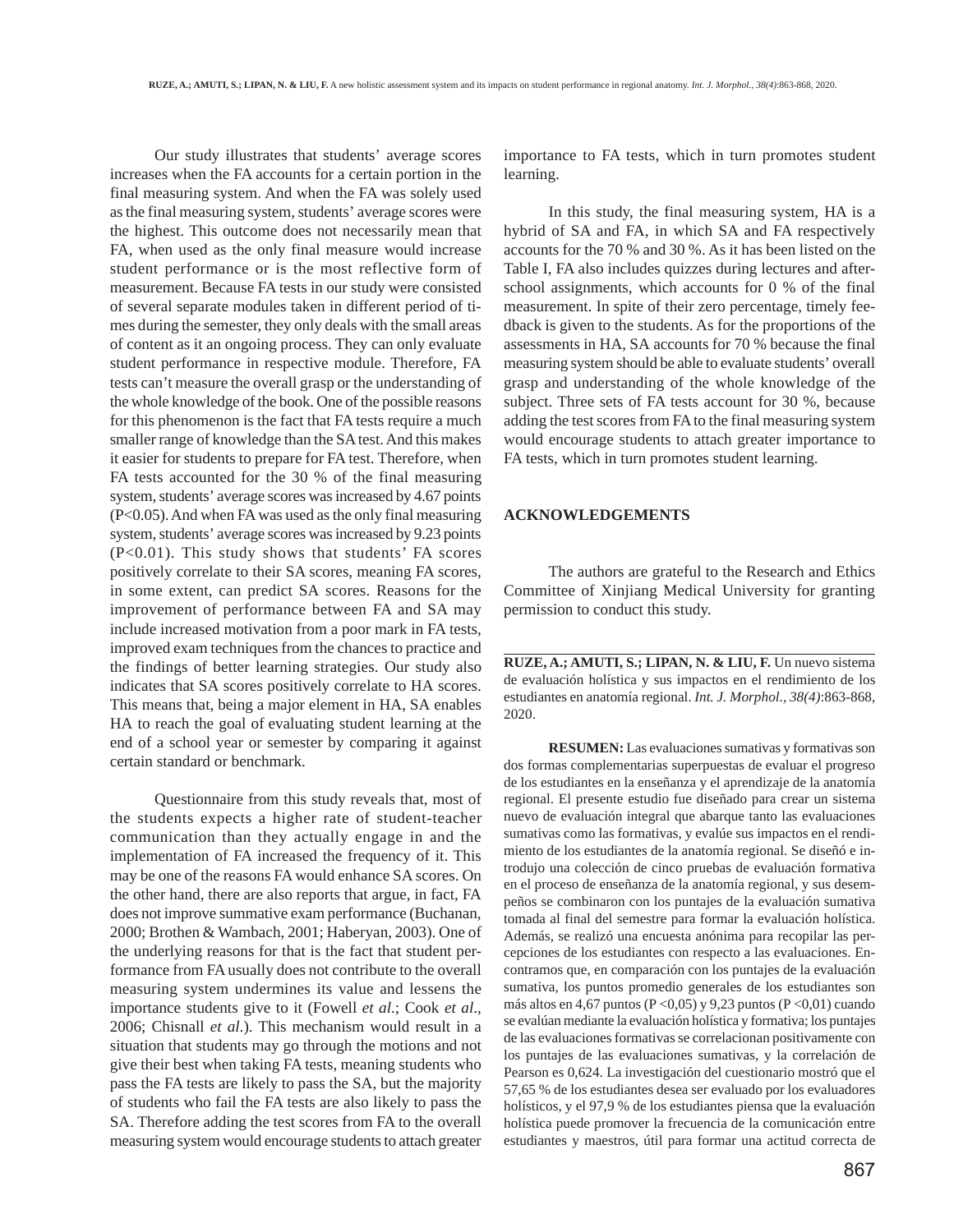Our study illustrates that students' average scores increases when the FA accounts for a certain portion in the final measuring system. And when the FA was solely used as the final measuring system, students' average scores were the highest. This outcome does not necessarily mean that FA, when used as the only final measure would increase student performance or is the most reflective form of measurement. Because FA tests in our study were consisted of several separate modules taken in different period of times during the semester, they only deals with the small areas of content as it an ongoing process. They can only evaluate student performance in respective module. Therefore, FA tests can't measure the overall grasp or the understanding of the whole knowledge of the book. One of the possible reasons for this phenomenon is the fact that FA tests require a much smaller range of knowledge than the SA test. And this makes it easier for students to prepare for FA test. Therefore, when FA tests accounted for the 30 % of the final measuring system, students' average scores was increased by 4.67 points ($P<0.05$). And when FA was used as the only final measuring system, students' average scores was increased by 9.23 points ($P<0.01$). This study shows that students' FA scores positively correlate to their SA scores, meaning FA scores, in some extent, can predict SA scores. Reasons for the improvement of performance between FA and SA may include increased motivation from a poor mark in FA tests, improved exam techniques from the chances to practice and the findings of better learning strategies. Our study also indicates that SA scores positively correlate to HA scores. This means that, being a major element in HA, SA enables HA to reach the goal of evaluating student learning at the end of a school year or semester by comparing it against certain standard or benchmark.

Questionnaire from this study reveals that, most of the students expects a higher rate of student-teacher communication than they actually engage in and the implementation of FA increased the frequency of it. This may be one of the reasons FA would enhance SA scores. On the other hand, there are also reports that argue, in fact, FA does not improve summative exam performance (Buchanan, 2000; Brothen & Wambach, 2001; Haberyan, 2003). One of the underlying reasons for that is the fact that student performance from FA usually does not contribute to the overall measuring system undermines its value and lessens the importance students give to it (Fowell *et al*.; Cook *et al*., 2006; Chisnall *et al*.). This mechanism would result in a situation that students may go through the motions and not give their best when taking FA tests, meaning students who pass the FA tests are likely to pass the SA, but the majority of students who fail the FA tests are also likely to pass the SA. Therefore adding the test scores from FA to the overall measuring system would encourage students to attach greater importance to FA tests, which in turn promotes student learning.

In this study, the final measuring system, HA is a hybrid of SA and FA, in which SA and FA respectively accounts for the 70 % and 30 %. As it has been listed on the Table I, FA also includes quizzes during lectures and after-school assignments, which accounts for 0 % of the final measurement. In spite of their zero percentage, timely feedback is given to the students. As for the proportions of the assessments in HA, SA accounts for 70 % because the final measuring system should be able to evaluate students' overall grasp and understanding of the whole knowledge of the subject. Three sets of FA tests account for 30 %, because adding the test scores from FA to the final measuring system would encourage students to attach greater importance to FA tests, which in turn promotes student learning.

## ACKNOWLEDGEMENTS

The authors are grateful to the Research and Ethics Committee of Xinjiang Medical University for granting permission to conduct this study.

---

**RUZE, A.; AMUTI, S.; LIPAN, N. & LIU, F.** Un nuevo sistema de evaluación holística y sus impactos en el rendimiento de los estudiantes en anatomía regional. *Int. J. Morphol., 38(4)*:863-868, 2020.

**RESUMEN:** Las evaluaciones sumativas y formativas son dos formas complementarias superpuestas de evaluar el progreso de los estudiantes en la enseñanza y el aprendizaje de la anatomía regional. El presente estudio fue diseñado para crear un sistema nuevo de evaluación integral que abarque tanto las evaluaciones sumativas como las formativas, y evalúe sus impactos en el rendimiento de los estudiantes de la anatomía regional. Se diseñó e introdujo una colección de cinco pruebas de evaluación formativa en el proceso de enseñanza de la anatomía regional, y sus desempeños se combinaron con los puntajes de la evaluación sumativa tomada al final del semestre para formar la evaluación holística. Además, se realizó una encuesta anónima para recopilar las percepciones de los estudiantes con respecto a las evaluaciones. Encontramos que, en comparación con los puntajes de la evaluación sumativa, los puntos promedio generales de los estudiantes son más altos en 4,67 puntos ($P<0{,}05$) y 9,23 puntos ($P<0{,}01$) cuando se evalúan mediante la evaluación holística y formativa; los puntajes de las evaluaciones formativas se correlacionan positivamente con los puntajes de las evaluaciones sumativas, y la correlación de Pearson es 0,624. La investigación del cuestionario mostró que el 57,65 % de los estudiantes desea ser evaluado por los evaluadores holísticos, y el 97,9 % de los estudiantes piensa que la evaluación holística puede promover la frecuencia de la comunicación entre estudiantes y maestros, útil para formar una actitud correcta de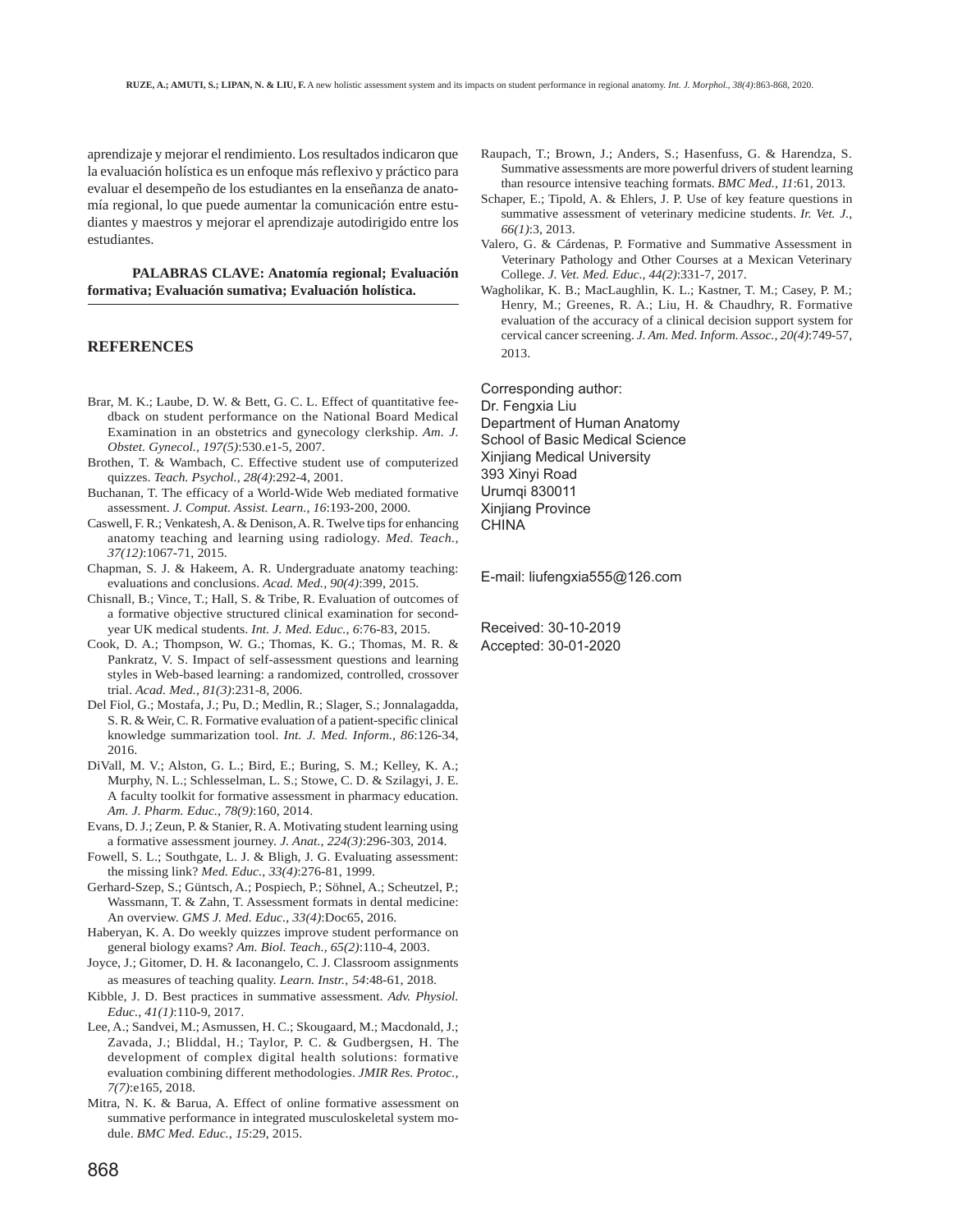aprendizaje y mejorar el rendimiento. Los resultados indicaron que la evaluación holística es un enfoque más reflexivo y práctico para evaluar el desempeño de los estudiantes en la enseñanza de anatomía regional, lo que puede aumentar la comunicación entre estudiantes y maestros y mejorar el aprendizaje autodirigido entre los estudiantes.

**PALABRAS CLAVE: Anatomía regional; Evaluación formativa; Evaluación sumativa; Evaluación holística.**

## REFERENCES

Brar, M. K.; Laube, D. W. & Bett, G. C. L. Effect of quantitative feedback on student performance on the National Board Medical Examination in an obstetrics and gynecology clerkship. *Am. J. Obstet. Gynecol., 197(5)*:530.e1-5, 2007.

Brothen, T. & Wambach, C. Effective student use of computerized quizzes. *Teach. Psychol., 28(4)*:292-4, 2001.

Buchanan, T. The efficacy of a World-Wide Web mediated formative assessment. *J. Comput. Assist. Learn., 16*:193-200, 2000.

Caswell, F. R.; Venkatesh, A. & Denison, A. R. Twelve tips for enhancing anatomy teaching and learning using radiology. *Med. Teach., 37(12)*:1067-71, 2015.

Chapman, S. J. & Hakeem, A. R. Undergraduate anatomy teaching: evaluations and conclusions. *Acad. Med., 90(4)*:399, 2015.

Chisnall, B.; Vince, T.; Hall, S. & Tribe, R. Evaluation of outcomes of a formative objective structured clinical examination for second-year UK medical students. *Int. J. Med. Educ., 6*:76-83, 2015.

Cook, D. A.; Thompson, W. G.; Thomas, K. G.; Thomas, M. R. & Pankratz, V. S. Impact of self-assessment questions and learning styles in Web-based learning: a randomized, controlled, crossover trial. *Acad. Med., 81(3)*:231-8, 2006.

Del Fiol, G.; Mostafa, J.; Pu, D.; Medlin, R.; Slager, S.; Jonnalagadda, S. R. & Weir, C. R. Formative evaluation of a patient-specific clinical knowledge summarization tool. *Int. J. Med. Inform., 86*:126-34, 2016.

DiVall, M. V.; Alston, G. L.; Bird, E.; Buring, S. M.; Kelley, K. A.; Murphy, N. L.; Schlesselman, L. S.; Stowe, C. D. & Szilagyi, J. E. A faculty toolkit for formative assessment in pharmacy education. *Am. J. Pharm. Educ., 78(9)*:160, 2014.

Evans, D. J.; Zeun, P. & Stanier, R. A. Motivating student learning using a formative assessment journey. *J. Anat., 224(3)*:296-303, 2014.

Fowell, S. L.; Southgate, L. J. & Bligh, J. G. Evaluating assessment: the missing link? *Med. Educ., 33(4)*:276-81, 1999.

Gerhard-Szep, S.; Güntsch, A.; Pospiech, P.; Söhnel, A.; Scheutzel, P.; Wassmann, T. & Zahn, T. Assessment formats in dental medicine: An overview. *GMS J. Med. Educ., 33(4)*:Doc65, 2016.

Haberyan, K. A. Do weekly quizzes improve student performance on general biology exams? *Am. Biol. Teach., 65(2)*:110-4, 2003.

Joyce, J.; Gitomer, D. H. & Iaconangelo, C. J. Classroom assignments as measures of teaching quality. *Learn. Instr., 54*:48-61, 2018.

Kibble, J. D. Best practices in summative assessment. *Adv. Physiol. Educ., 41(1)*:110-9, 2017.

Lee, A.; Sandvei, M.; Asmussen, H. C.; Skougaard, M.; Macdonald, J.; Zavada, J.; Bliddal, H.; Taylor, P. C. & Gudbergsen, H. The development of complex digital health solutions: formative evaluation combining different methodologies. *JMIR Res. Protoc., 7(7)*:e165, 2018.

Mitra, N. K. & Barua, A. Effect of online formative assessment on summative performance in integrated musculoskeletal system module. *BMC Med. Educ., 15*:29, 2015.

Raupach, T.; Brown, J.; Anders, S.; Hasenfuss, G. & Harendza, S. Summative assessments are more powerful drivers of student learning than resource intensive teaching formats. *BMC Med., 11*:61, 2013.

Schaper, E.; Tipold, A. & Ehlers, J. P. Use of key feature questions in summative assessment of veterinary medicine students. *Ir. Vet. J., 66(1)*:3, 2013.

Valero, G. & Cárdenas, P. Formative and Summative Assessment in Veterinary Pathology and Other Courses at a Mexican Veterinary College. *J. Vet. Med. Educ., 44(2)*:331-7, 2017.

Wagholikar, K. B.; MacLaughlin, K. L.; Kastner, T. M.; Casey, P. M.; Henry, M.; Greenes, R. A.; Liu, H. & Chaudhry, R. Formative evaluation of the accuracy of a clinical decision support system for cervical cancer screening. *J. Am. Med. Inform. Assoc., 20(4)*:749-57, 2013.

Corresponding author:
Dr. Fengxia Liu
Department of Human Anatomy
School of Basic Medical Science
Xinjiang Medical University
393 Xinyi Road
Urumqi 830011
Xinjiang Province
CHINA

E-mail: liufengxia555@126.com

Received: 30-10-2019
Accepted: 30-01-2020